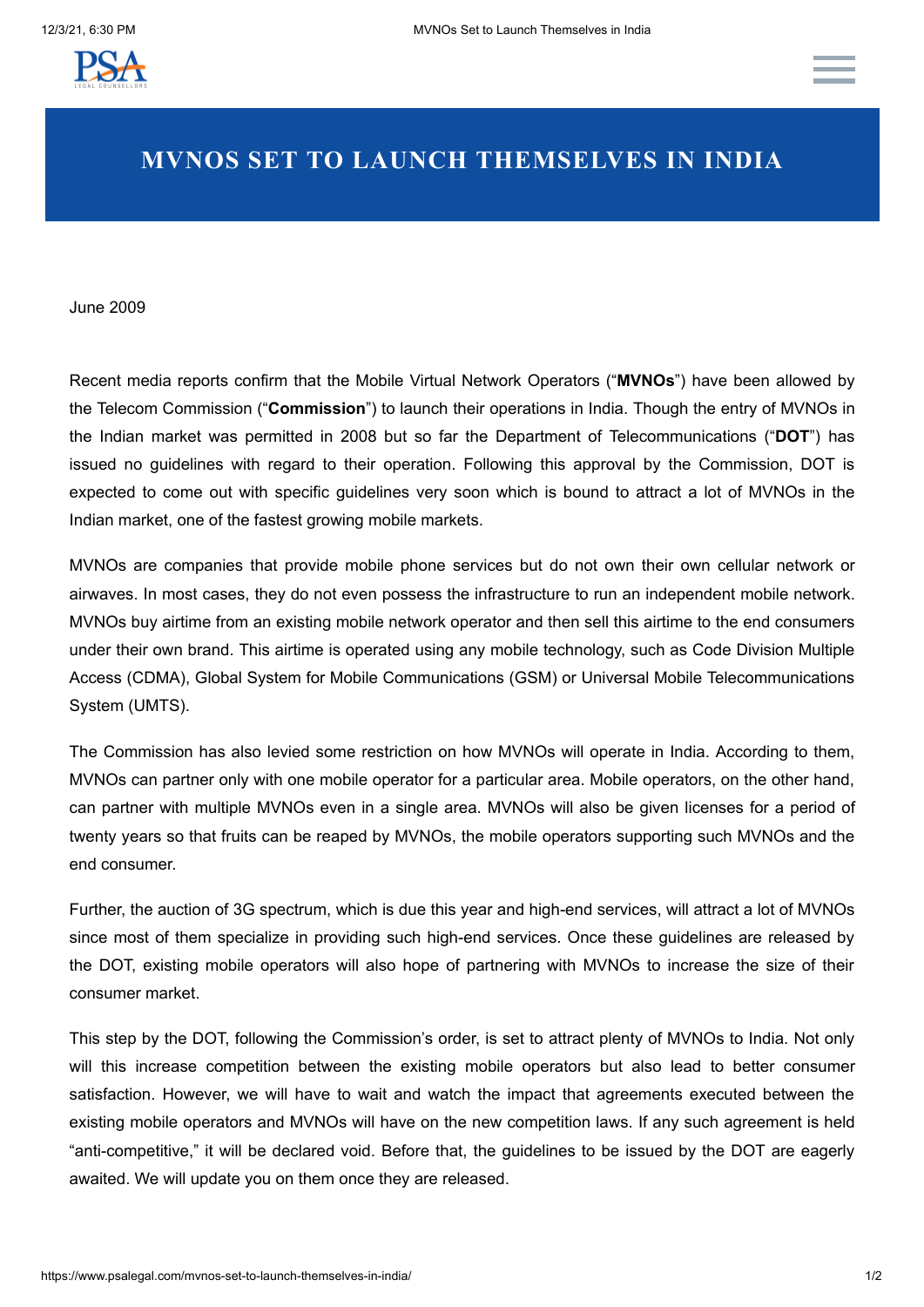# MVNOS SET TO LAUNCH THEMSELVES IN INDIA

June 2009

Recent media reports confirm that the Mobile Virtual Network Operators ("**MVNOs**") have been allowed by the Telecom Commission ("**Commission**") to launch their operations in India. Though the entry of MVNOs in the Indian market was permitted in 2008 but so far the Department of Telecommunications ("**DOT**") has issued no guidelines with regard to their operation. Following this approval by the Commission, DOT is expected to come out with specific guidelines very soon which is bound to attract a lot of MVNOs in the Indian market, one of the fastest growing mobile markets.

MVNOs are companies that provide mobile phone services but do not own their own cellular network or airwaves. In most cases, they do not even possess the infrastructure to run an independent mobile network. MVNOs buy airtime from an existing mobile network operator and then sell this airtime to the end consumers under their own brand. This airtime is operated using any mobile technology, such as Code Division Multiple Access (CDMA), Global System for Mobile Communications (GSM) or Universal Mobile Telecommunications System (UMTS).

The Commission has also levied some restriction on how MVNOs will operate in India. According to them, MVNOs can partner only with one mobile operator for a particular area. Mobile operators, on the other hand, can partner with multiple MVNOs even in a single area. MVNOs will also be given licenses for a period of twenty years so that fruits can be reaped by MVNOs, the mobile operators supporting such MVNOs and the end consumer.

Further, the auction of 3G spectrum, which is due this year and high-end services, will attract a lot of MVNOs since most of them specialize in providing such high-end services. Once these guidelines are released by the DOT, existing mobile operators will also hope of partnering with MVNOs to increase the size of their consumer market.

This step by the DOT, following the Commission's order, is set to attract plenty of MVNOs to India. Not only will this increase competition between the existing mobile operators but also lead to better consumer satisfaction. However, we will have to wait and watch the impact that agreements executed between the existing mobile operators and MVNOs will have on the new competition laws. If any such agreement is held "anti-competitive," it will be declared void. Before that, the guidelines to be issued by the DOT are eagerly awaited. We will update you on them once they are released.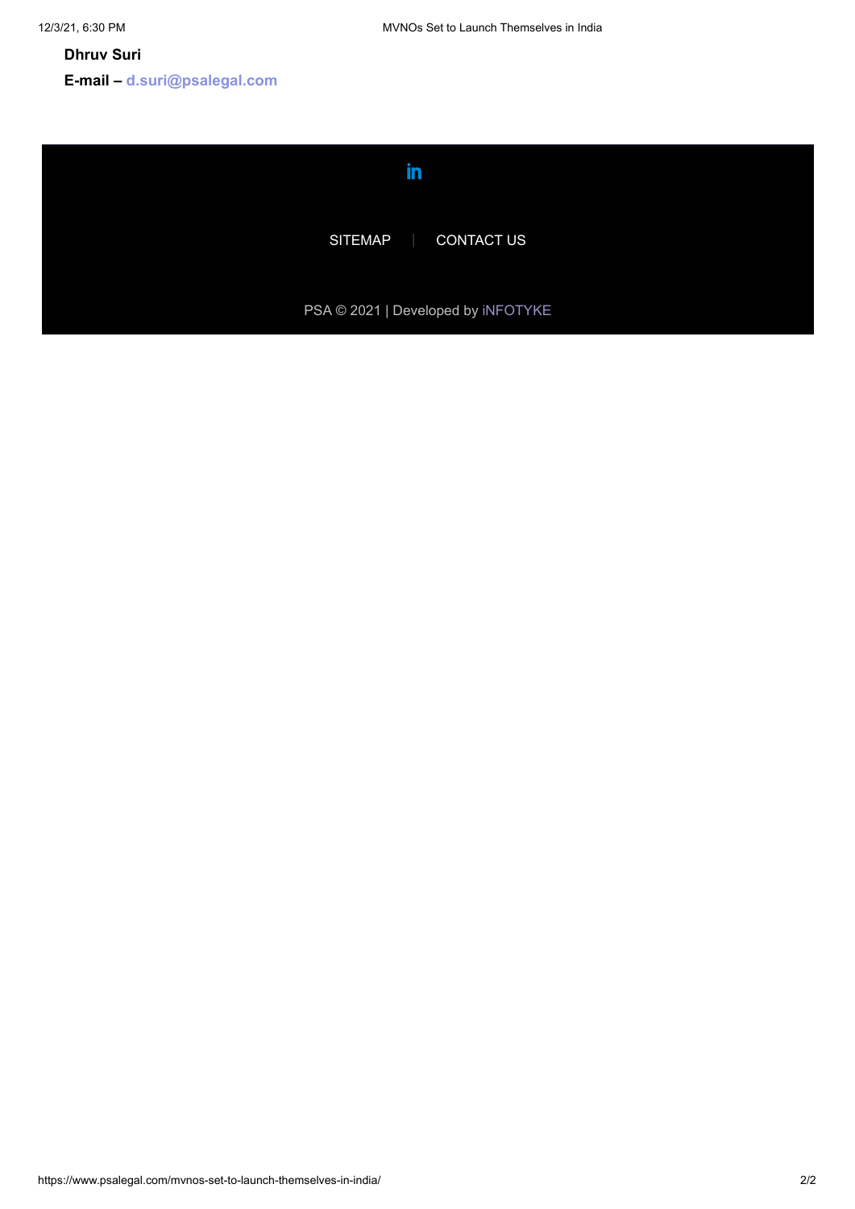**Dhruv Suri**

**E-mail –** **d.suri@psalegal.com**

SITEMAP | CONTACT US

PSA © 2021 | Developed by iNFOTYKE